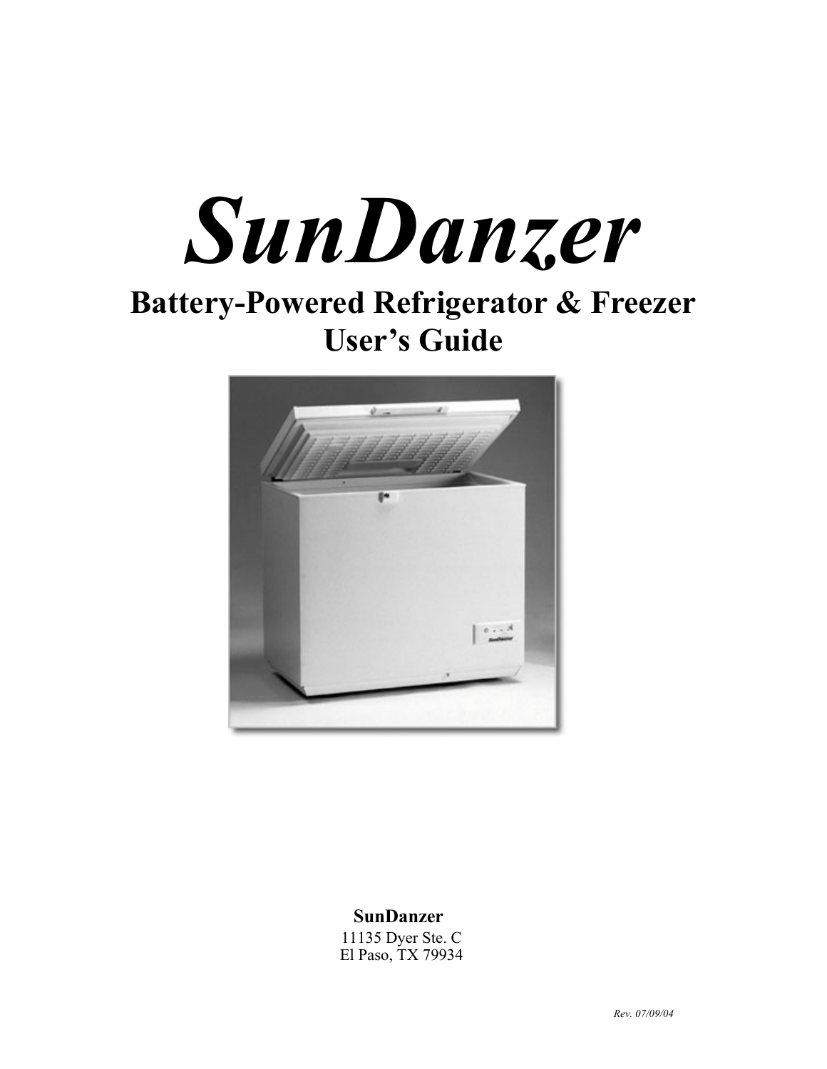# SunDanzer

## Battery-Powered Refrigerator & Freezer
## User's Guide

**SunDanzer**

11135 Dyer Ste. C
El Paso, TX 79934

*Rev. 07/09/04*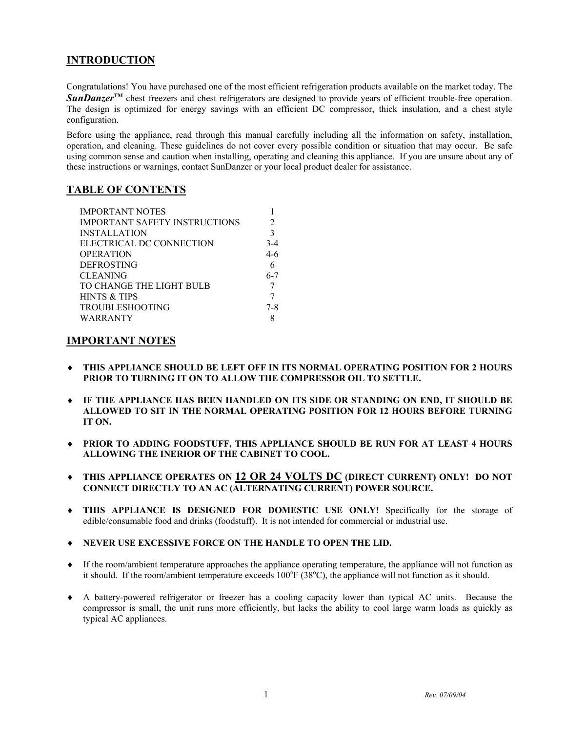## INTRODUCTION

Congratulations! You have purchased one of the most efficient refrigeration products available on the market today. The ***SunDanzer™*** chest freezers and chest refrigerators are designed to provide years of efficient trouble-free operation. The design is optimized for energy savings with an efficient DC compressor, thick insulation, and a chest style configuration.

Before using the appliance, read through this manual carefully including all the information on safety, installation, operation, and cleaning. These guidelines do not cover every possible condition or situation that may occur. Be safe using common sense and caution when installing, operating and cleaning this appliance. If you are unsure about any of these instructions or warnings, contact SunDanzer or your local product dealer for assistance.

## TABLE OF CONTENTS

| | |
|---|---|
| IMPORTANT NOTES | 1 |
| IMPORTANT SAFETY INSTRUCTIONS | 2 |
| INSTALLATION | 3 |
| ELECTRICAL DC CONNECTION | 3-4 |
| OPERATION | 4-6 |
| DEFROSTING | 6 |
| CLEANING | 6-7 |
| TO CHANGE THE LIGHT BULB | 7 |
| HINTS & TIPS | 7 |
| TROUBLESHOOTING | 7-8 |
| WARRANTY | 8 |

## IMPORTANT NOTES

- **THIS APPLIANCE SHOULD BE LEFT OFF IN ITS NORMAL OPERATING POSITION FOR 2 HOURS PRIOR TO TURNING IT ON TO ALLOW THE COMPRESSOR OIL TO SETTLE.**

- **IF THE APPLIANCE HAS BEEN HANDLED ON ITS SIDE OR STANDING ON END, IT SHOULD BE ALLOWED TO SIT IN THE NORMAL OPERATING POSITION FOR 12 HOURS BEFORE TURNING IT ON.**

- **PRIOR TO ADDING FOODSTUFF, THIS APPLIANCE SHOULD BE RUN FOR AT LEAST 4 HOURS ALLOWING THE INERIOR OF THE CABINET TO COOL.**

- **THIS APPLIANCE OPERATES ON <u>12 OR 24 VOLTS DC</u> (DIRECT CURRENT) ONLY! DO NOT CONNECT DIRECTLY TO AN AC (ALTERNATING CURRENT) POWER SOURCE.**

- **THIS APPLIANCE IS DESIGNED FOR DOMESTIC USE ONLY!** Specifically for the storage of edible/consumable food and drinks (foodstuff). It is not intended for commercial or industrial use.

- **NEVER USE EXCESSIVE FORCE ON THE HANDLE TO OPEN THE LID.**

- If the room/ambient temperature approaches the appliance operating temperature, the appliance will not function as it should. If the room/ambient temperature exceeds 100°F (38°C), the appliance will not function as it should.

- A battery-powered refrigerator or freezer has a cooling capacity lower than typical AC units. Because the compressor is small, the unit runs more efficiently, but lacks the ability to cool large warm loads as quickly as typical AC appliances.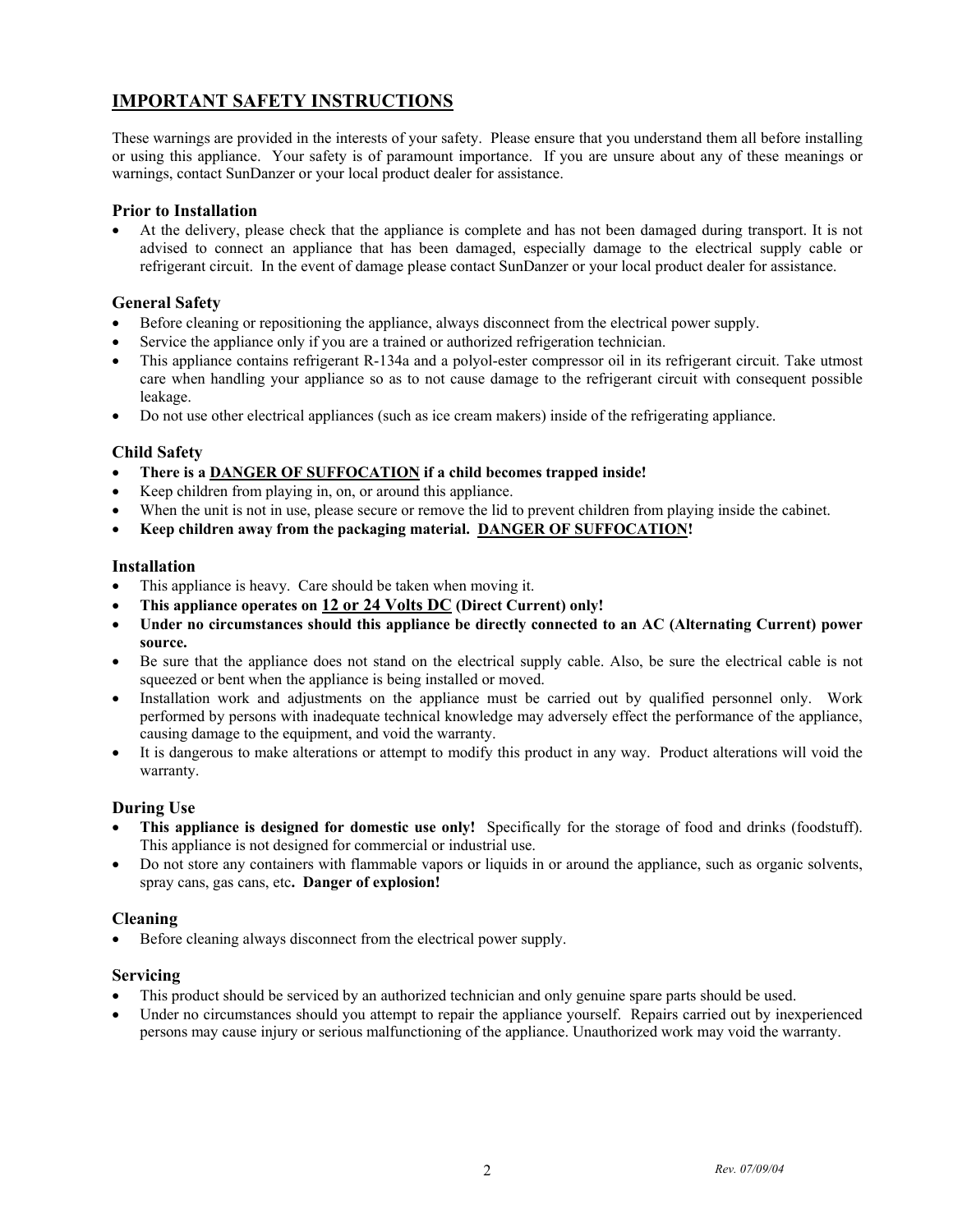# IMPORTANT SAFETY INSTRUCTIONS

These warnings are provided in the interests of your safety. Please ensure that you understand them all before installing or using this appliance. Your safety is of paramount importance. If you are unsure about any of these meanings or warnings, contact SunDanzer or your local product dealer for assistance.

### Prior to Installation

- At the delivery, please check that the appliance is complete and has not been damaged during transport. It is not advised to connect an appliance that has been damaged, especially damage to the electrical supply cable or refrigerant circuit. In the event of damage please contact SunDanzer or your local product dealer for assistance.

### General Safety

- Before cleaning or repositioning the appliance, always disconnect from the electrical power supply.
- Service the appliance only if you are a trained or authorized refrigeration technician.
- This appliance contains refrigerant R-134a and a polyol-ester compressor oil in its refrigerant circuit. Take utmost care when handling your appliance so as to not cause damage to the refrigerant circuit with consequent possible leakage.
- Do not use other electrical appliances (such as ice cream makers) inside of the refrigerating appliance.

### Child Safety

- **There is a DANGER OF SUFFOCATION if a child becomes trapped inside!**
- Keep children from playing in, on, or around this appliance.
- When the unit is not in use, please secure or remove the lid to prevent children from playing inside the cabinet.
- **Keep children away from the packaging material. DANGER OF SUFFOCATION!**

### Installation

- This appliance is heavy. Care should be taken when moving it.
- **This appliance operates on 12 or 24 Volts DC (Direct Current) only!**
- **Under no circumstances should this appliance be directly connected to an AC (Alternating Current) power source.**
- Be sure that the appliance does not stand on the electrical supply cable. Also, be sure the electrical cable is not squeezed or bent when the appliance is being installed or moved.
- Installation work and adjustments on the appliance must be carried out by qualified personnel only. Work performed by persons with inadequate technical knowledge may adversely effect the performance of the appliance, causing damage to the equipment, and void the warranty.
- It is dangerous to make alterations or attempt to modify this product in any way. Product alterations will void the warranty.

### During Use

- **This appliance is designed for domestic use only!** Specifically for the storage of food and drinks (foodstuff). This appliance is not designed for commercial or industrial use.
- Do not store any containers with flammable vapors or liquids in or around the appliance, such as organic solvents, spray cans, gas cans, etc**. Danger of explosion!**

### Cleaning

- Before cleaning always disconnect from the electrical power supply.

### Servicing

- This product should be serviced by an authorized technician and only genuine spare parts should be used.
- Under no circumstances should you attempt to repair the appliance yourself. Repairs carried out by inexperienced persons may cause injury or serious malfunctioning of the appliance. Unauthorized work may void the warranty.

*Rev. 07/09/04*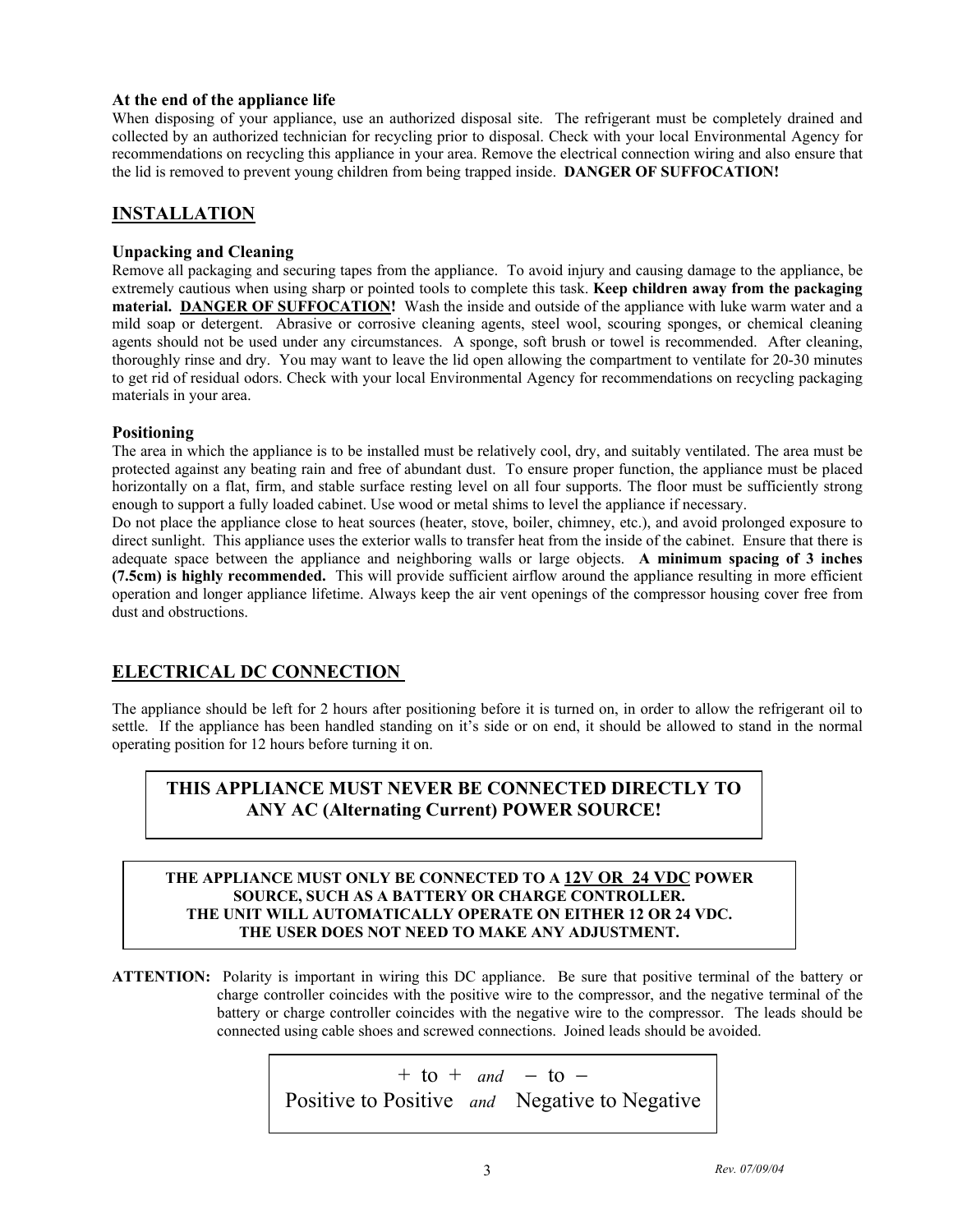### At the end of the appliance life

When disposing of your appliance, use an authorized disposal site. The refrigerant must be completely drained and collected by an authorized technician for recycling prior to disposal. Check with your local Environmental Agency for recommendations on recycling this appliance in your area. Remove the electrical connection wiring and also ensure that the lid is removed to prevent young children from being trapped inside. **DANGER OF SUFFOCATION!**

## INSTALLATION

### Unpacking and Cleaning

Remove all packaging and securing tapes from the appliance. To avoid injury and causing damage to the appliance, be extremely cautious when using sharp or pointed tools to complete this task. **Keep children away from the packaging material. DANGER OF SUFFOCATION!** Wash the inside and outside of the appliance with luke warm water and a mild soap or detergent. Abrasive or corrosive cleaning agents, steel wool, scouring sponges, or chemical cleaning agents should not be used under any circumstances. A sponge, soft brush or towel is recommended. After cleaning, thoroughly rinse and dry. You may want to leave the lid open allowing the compartment to ventilate for 20-30 minutes to get rid of residual odors. Check with your local Environmental Agency for recommendations on recycling packaging materials in your area.

### Positioning

The area in which the appliance is to be installed must be relatively cool, dry, and suitably ventilated. The area must be protected against any beating rain and free of abundant dust. To ensure proper function, the appliance must be placed horizontally on a flat, firm, and stable surface resting level on all four supports. The floor must be sufficiently strong enough to support a fully loaded cabinet. Use wood or metal shims to level the appliance if necessary.

Do not place the appliance close to heat sources (heater, stove, boiler, chimney, etc.), and avoid prolonged exposure to direct sunlight. This appliance uses the exterior walls to transfer heat from the inside of the cabinet. Ensure that there is adequate space between the appliance and neighboring walls or large objects. **A minimum spacing of 3 inches (7.5cm) is highly recommended.** This will provide sufficient airflow around the appliance resulting in more efficient operation and longer appliance lifetime. Always keep the air vent openings of the compressor housing cover free from dust and obstructions.

## ELECTRICAL DC CONNECTION

The appliance should be left for 2 hours after positioning before it is turned on, in order to allow the refrigerant oil to settle. If the appliance has been handled standing on it's side or on end, it should be allowed to stand in the normal operating position for 12 hours before turning it on.

**THIS APPLIANCE MUST NEVER BE CONNECTED DIRECTLY TO ANY AC (Alternating Current) POWER SOURCE!**

**THE APPLIANCE MUST ONLY BE CONNECTED TO A 12V OR 24 VDC POWER SOURCE, SUCH AS A BATTERY OR CHARGE CONTROLLER.**
**THE UNIT WILL AUTOMATICALLY OPERATE ON EITHER 12 OR 24 VDC.**
**THE USER DOES NOT NEED TO MAKE ANY ADJUSTMENT.**

**ATTENTION:** Polarity is important in wiring this DC appliance. Be sure that positive terminal of the battery or charge controller coincides with the positive wire to the compressor, and the negative terminal of the battery or charge controller coincides with the negative wire to the compressor. The leads should be connected using cable shoes and screwed connections. Joined leads should be avoided.

\+ to + *and* − to −
Positive to Positive *and* Negative to Negative

*Rev. 07/09/04*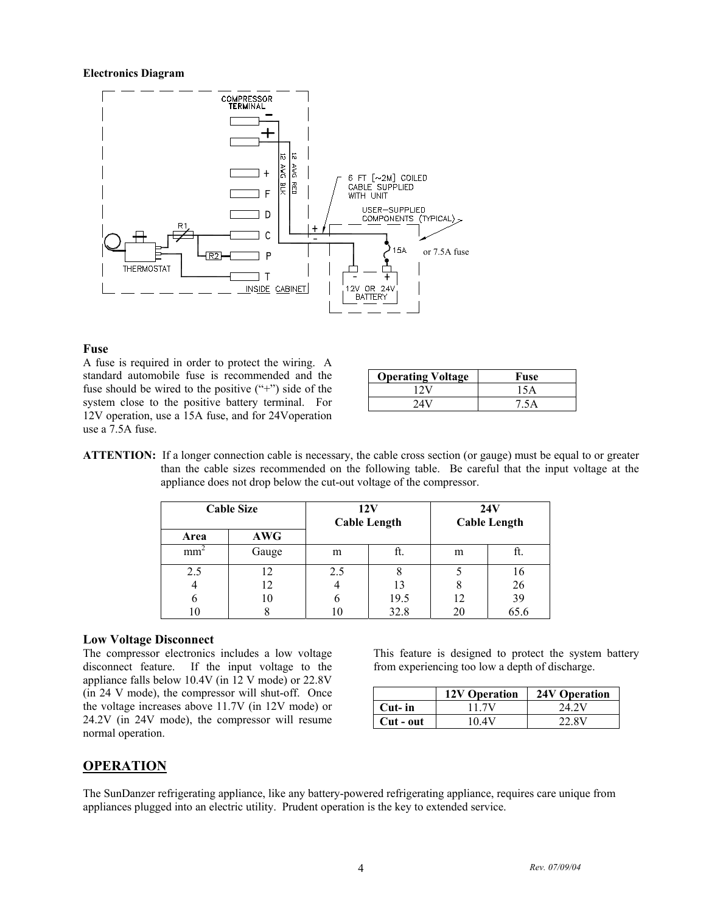**Electronics Diagram**

COMPRESSOR TERMINAL

−

+

+

F

D

C

P

T

R1

R2

THERMOSTAT

INSIDE CABINET

12 AWG BLK

12 AWG RED

6 FT [~2M] COILED CABLE SUPPLIED WITH UNIT

USER−SUPPLIED COMPONENTS (TYPICAL)

15A or 7.5A fuse

12V OR 24V BATTERY

### Fuse

A fuse is required in order to protect the wiring. A standard automobile fuse is recommended and the fuse should be wired to the positive ("+") side of the system close to the positive battery terminal. For 12V operation, use a 15A fuse, and for 24Voperation use a 7.5A fuse.

| Operating Voltage | Fuse |
|---|---|
| 12V | 15A |
| 24V | 7.5A |

**ATTENTION:** If a longer connection cable is necessary, the cable cross section (or gauge) must be equal to or greater than the cable sizes recommended on the following table. Be careful that the input voltage at the appliance does not drop below the cut-out voltage of the compressor.

| Cable Size | | 12V Cable Length | | 24V Cable Length | |
|---|---|---|---|---|---|
| Area | AWG | | | | |
| $mm^2$ | Gauge | m | ft. | m | ft. |
| 2.5 | 12 | 2.5 | 8 | 5 | 16 |
| 4 | 12 | 4 | 13 | 8 | 26 |
| 6 | 10 | 6 | 19.5 | 12 | 39 |
| 10 | 8 | 10 | 32.8 | 20 | 65.6 |

### Low Voltage Disconnect

The compressor electronics includes a low voltage disconnect feature. If the input voltage to the appliance falls below 10.4V (in 12 V mode) or 22.8V (in 24 V mode), the compressor will shut-off. Once the voltage increases above 11.7V (in 12V mode) or 24.2V (in 24V mode), the compressor will resume normal operation.

This feature is designed to protect the system battery from experiencing too low a depth of discharge.

| | 12V Operation | 24V Operation |
|---|---|---|
| **Cut- in** | 11.7V | 24.2V |
| **Cut - out** | 10.4V | 22.8V |

## OPERATION

The SunDanzer refrigerating appliance, like any battery-powered refrigerating appliance, requires care unique from appliances plugged into an electric utility. Prudent operation is the key to extended service.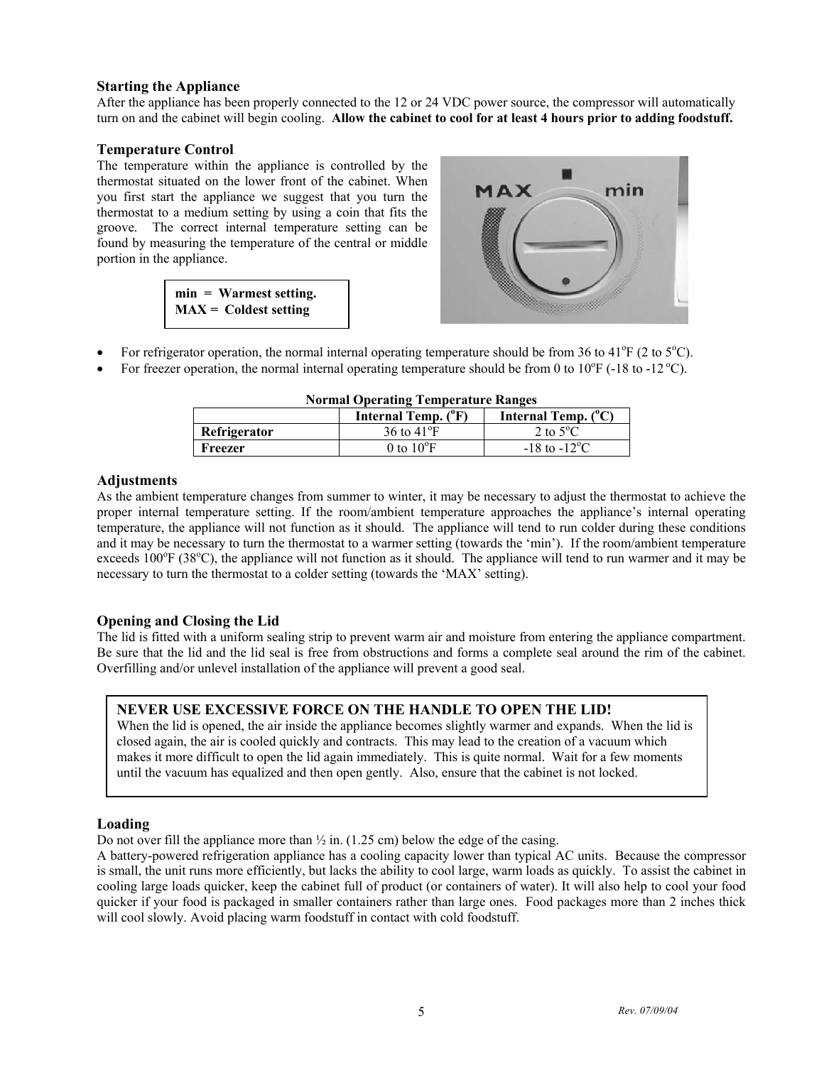### Starting the Appliance

After the appliance has been properly connected to the 12 or 24 VDC power source, the compressor will automatically turn on and the cabinet will begin cooling. **Allow the cabinet to cool for at least 4 hours prior to adding foodstuff.**

### Temperature Control

The temperature within the appliance is controlled by the thermostat situated on the lower front of the cabinet. When you first start the appliance we suggest that you turn the thermostat to a medium setting by using a coin that fits the groove. The correct internal temperature setting can be found by measuring the temperature of the central or middle portion in the appliance.

**min = Warmest setting.**
**MAX = Coldest setting**

- For refrigerator operation, the normal internal operating temperature should be from 36 to 41°F (2 to 5°C).
- For freezer operation, the normal internal operating temperature should be from 0 to 10°F (-18 to -12 °C).

**Normal Operating Temperature Ranges**

| | Internal Temp. (°F) | Internal Temp. (°C) |
|---|---|---|
| **Refrigerator** | 36 to 41°F | 2 to 5°C |
| **Freezer** | 0 to 10°F | -18 to -12°C |

### Adjustments

As the ambient temperature changes from summer to winter, it may be necessary to adjust the thermostat to achieve the proper internal temperature setting. If the room/ambient temperature approaches the appliance's internal operating temperature, the appliance will not function as it should. The appliance will tend to run colder during these conditions and it may be necessary to turn the thermostat to a warmer setting (towards the 'min'). If the room/ambient temperature exceeds 100°F (38°C), the appliance will not function as it should. The appliance will tend to run warmer and it may be necessary to turn the thermostat to a colder setting (towards the 'MAX' setting).

### Opening and Closing the Lid

The lid is fitted with a uniform sealing strip to prevent warm air and moisture from entering the appliance compartment. Be sure that the lid and the lid seal is free from obstructions and forms a complete seal around the rim of the cabinet. Overfilling and/or unlevel installation of the appliance will prevent a good seal.

**NEVER USE EXCESSIVE FORCE ON THE HANDLE TO OPEN THE LID!**
When the lid is opened, the air inside the appliance becomes slightly warmer and expands. When the lid is closed again, the air is cooled quickly and contracts. This may lead to the creation of a vacuum which makes it more difficult to open the lid again immediately. This is quite normal. Wait for a few moments until the vacuum has equalized and then open gently. Also, ensure that the cabinet is not locked.

### Loading

Do not over fill the appliance more than ½ in. (1.25 cm) below the edge of the casing.
A battery-powered refrigeration appliance has a cooling capacity lower than typical AC units. Because the compressor is small, the unit runs more efficiently, but lacks the ability to cool large, warm loads as quickly. To assist the cabinet in cooling large loads quicker, keep the cabinet full of product (or containers of water). It will also help to cool your food quicker if your food is packaged in smaller containers rather than large ones. Food packages more than 2 inches thick will cool slowly. Avoid placing warm foodstuff in contact with cold foodstuff.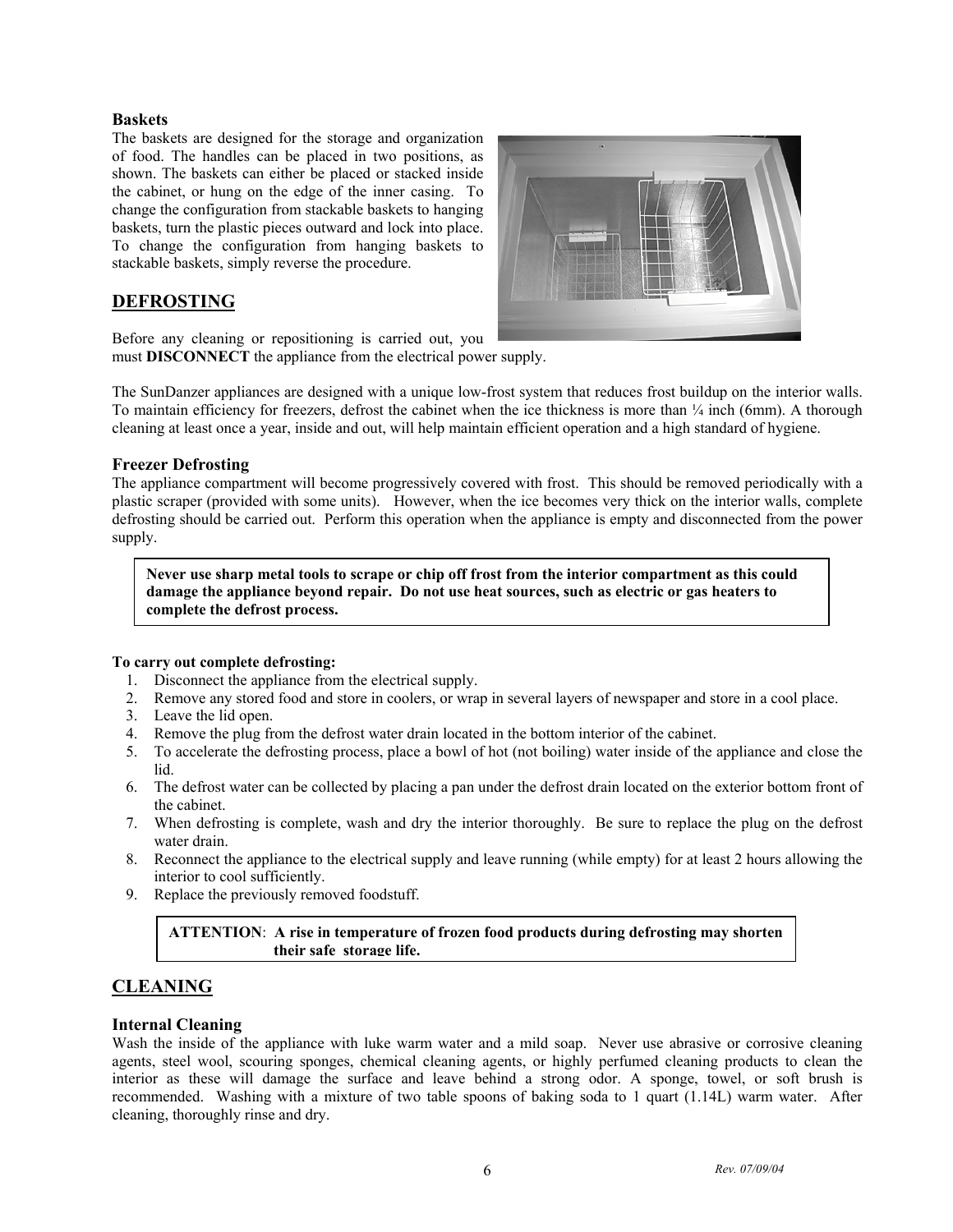### Baskets

The baskets are designed for the storage and organization of food. The handles can be placed in two positions, as shown. The baskets can either be placed or stacked inside the cabinet, or hung on the edge of the inner casing. To change the configuration from stackable baskets to hanging baskets, turn the plastic pieces outward and lock into place. To change the configuration from hanging baskets to stackable baskets, simply reverse the procedure.

## DEFROSTING

Before any cleaning or repositioning is carried out, you must **DISCONNECT** the appliance from the electrical power supply.

The SunDanzer appliances are designed with a unique low-frost system that reduces frost buildup on the interior walls. To maintain efficiency for freezers, defrost the cabinet when the ice thickness is more than ¼ inch (6mm). A thorough cleaning at least once a year, inside and out, will help maintain efficient operation and a high standard of hygiene.

### Freezer Defrosting

The appliance compartment will become progressively covered with frost. This should be removed periodically with a plastic scraper (provided with some units). However, when the ice becomes very thick on the interior walls, complete defrosting should be carried out. Perform this operation when the appliance is empty and disconnected from the power supply.

> **Never use sharp metal tools to scrape or chip off frost from the interior compartment as this could damage the appliance beyond repair. Do not use heat sources, such as electric or gas heaters to complete the defrost process.**

**To carry out complete defrosting:**

1. Disconnect the appliance from the electrical supply.
2. Remove any stored food and store in coolers, or wrap in several layers of newspaper and store in a cool place.
3. Leave the lid open.
4. Remove the plug from the defrost water drain located in the bottom interior of the cabinet.
5. To accelerate the defrosting process, place a bowl of hot (not boiling) water inside of the appliance and close the lid.
6. The defrost water can be collected by placing a pan under the defrost drain located on the exterior bottom front of the cabinet.
7. When defrosting is complete, wash and dry the interior thoroughly. Be sure to replace the plug on the defrost water drain.
8. Reconnect the appliance to the electrical supply and leave running (while empty) for at least 2 hours allowing the interior to cool sufficiently.
9. Replace the previously removed foodstuff.

> **ATTENTION**: **A rise in temperature of frozen food products during defrosting may shorten their safe storage life.**

## CLEANING

### Internal Cleaning

Wash the inside of the appliance with luke warm water and a mild soap. Never use abrasive or corrosive cleaning agents, steel wool, scouring sponges, chemical cleaning agents, or highly perfumed cleaning products to clean the interior as these will damage the surface and leave behind a strong odor. A sponge, towel, or soft brush is recommended. Washing with a mixture of two table spoons of baking soda to 1 quart (1.14L) warm water. After cleaning, thoroughly rinse and dry.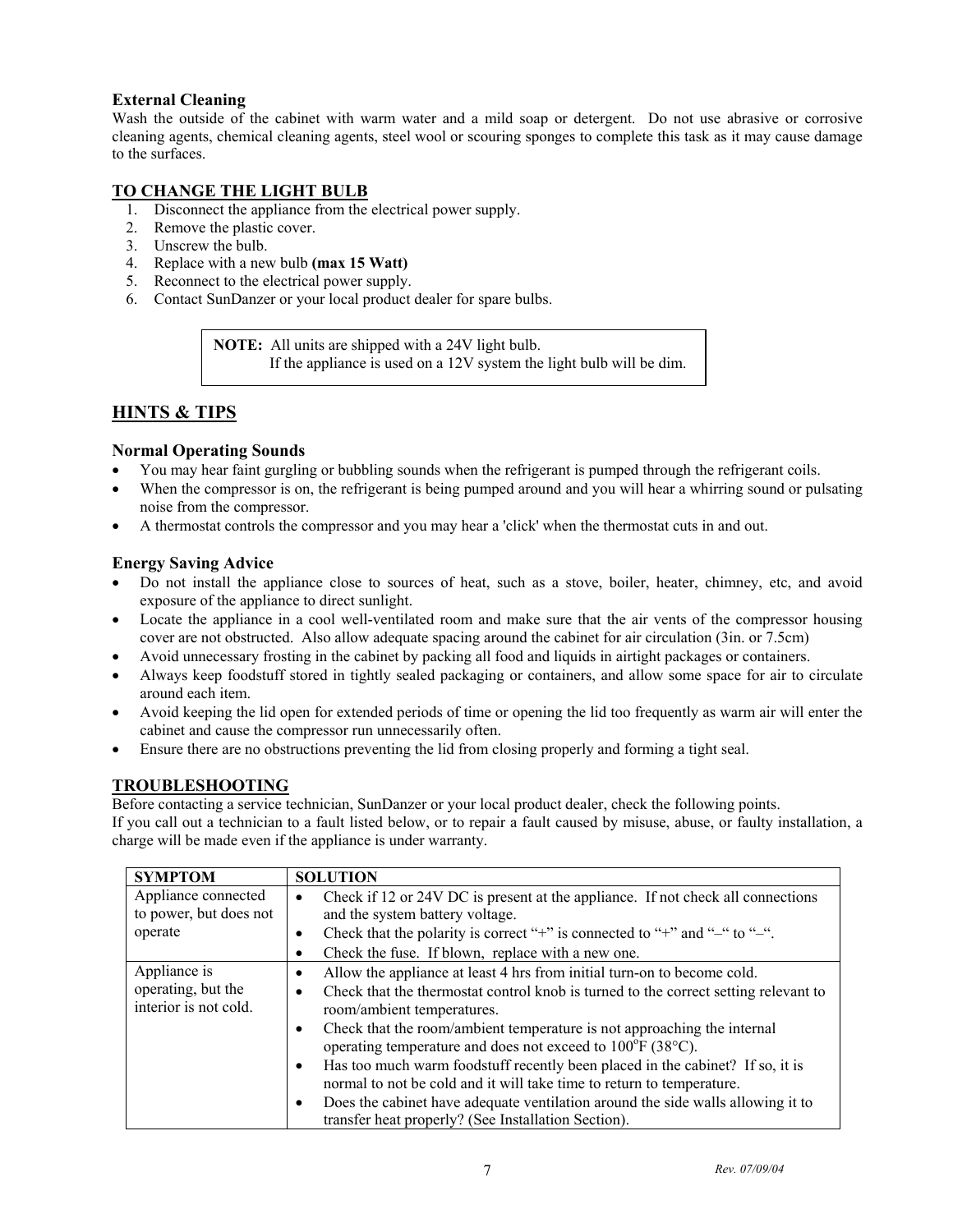### External Cleaning

Wash the outside of the cabinet with warm water and a mild soap or detergent. Do not use abrasive or corrosive cleaning agents, chemical cleaning agents, steel wool or scouring sponges to complete this task as it may cause damage to the surfaces.

## TO CHANGE THE LIGHT BULB

1. Disconnect the appliance from the electrical power supply.
2. Remove the plastic cover.
3. Unscrew the bulb.
4. Replace with a new bulb **(max 15 Watt)**
5. Reconnect to the electrical power supply.
6. Contact SunDanzer or your local product dealer for spare bulbs.

> **NOTE:** All units are shipped with a 24V light bulb.
> If the appliance is used on a 12V system the light bulb will be dim.

## HINTS & TIPS

### Normal Operating Sounds

- You may hear faint gurgling or bubbling sounds when the refrigerant is pumped through the refrigerant coils.
- When the compressor is on, the refrigerant is being pumped around and you will hear a whirring sound or pulsating noise from the compressor.
- A thermostat controls the compressor and you may hear a 'click' when the thermostat cuts in and out.

### Energy Saving Advice

- Do not install the appliance close to sources of heat, such as a stove, boiler, heater, chimney, etc, and avoid exposure of the appliance to direct sunlight.
- Locate the appliance in a cool well-ventilated room and make sure that the air vents of the compressor housing cover are not obstructed. Also allow adequate spacing around the cabinet for air circulation (3in. or 7.5cm)
- Avoid unnecessary frosting in the cabinet by packing all food and liquids in airtight packages or containers.
- Always keep foodstuff stored in tightly sealed packaging or containers, and allow some space for air to circulate around each item.
- Avoid keeping the lid open for extended periods of time or opening the lid too frequently as warm air will enter the cabinet and cause the compressor run unnecessarily often.
- Ensure there are no obstructions preventing the lid from closing properly and forming a tight seal.

## TROUBLESHOOTING

Before contacting a service technician, SunDanzer or your local product dealer, check the following points.
If you call out a technician to a fault listed below, or to repair a fault caused by misuse, abuse, or faulty installation, a charge will be made even if the appliance is under warranty.

| SYMPTOM | SOLUTION |
|---|---|
| Appliance connected to power, but does not operate | • Check if 12 or 24V DC is present at the appliance. If not check all connections and the system battery voltage.<br>• Check that the polarity is correct "+" is connected to "+" and "–" to "–".<br>• Check the fuse. If blown, replace with a new one. |
| Appliance is operating, but the interior is not cold. | • Allow the appliance at least 4 hrs from initial turn-on to become cold.<br>• Check that the thermostat control knob is turned to the correct setting relevant to room/ambient temperatures.<br>• Check that the room/ambient temperature is not approaching the internal operating temperature and does not exceed to 100°F (38°C).<br>• Has too much warm foodstuff recently been placed in the cabinet? If so, it is normal to not be cold and it will take time to return to temperature.<br>• Does the cabinet have adequate ventilation around the side walls allowing it to transfer heat properly? (See Installation Section). |

*Rev. 07/09/04*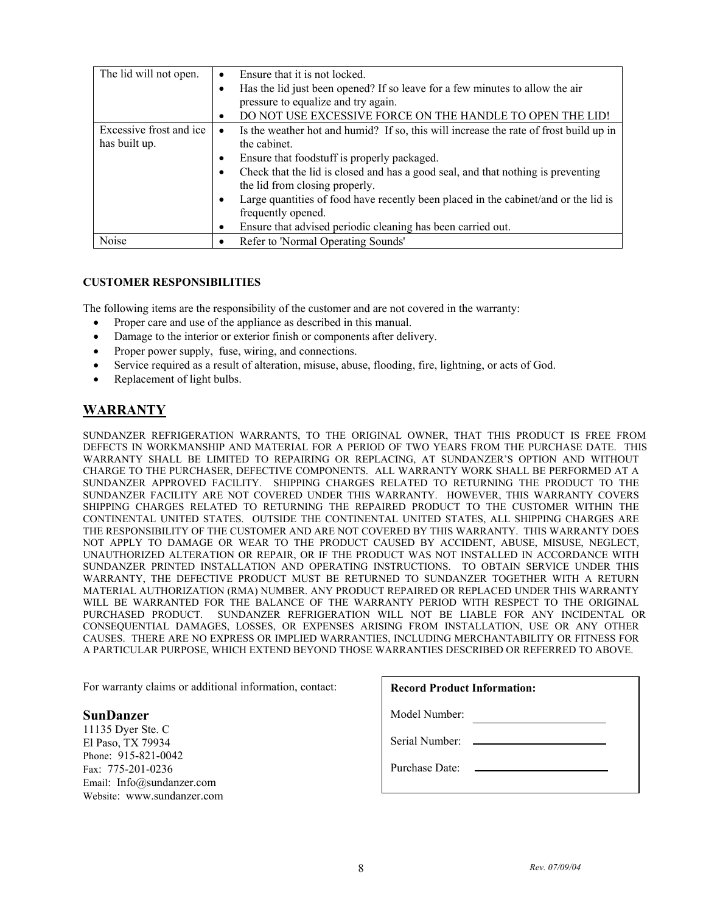| | |
|---|---|
| The lid will not open. | • Ensure that it is not locked.<br>• Has the lid just been opened? If so leave for a few minutes to allow the air pressure to equalize and try again.<br>• DO NOT USE EXCESSIVE FORCE ON THE HANDLE TO OPEN THE LID! |
| Excessive frost and ice has built up. | • Is the weather hot and humid? If so, this will increase the rate of frost build up in the cabinet.<br>• Ensure that foodstuff is properly packaged.<br>• Check that the lid is closed and has a good seal, and that nothing is preventing the lid from closing properly.<br>• Large quantities of food have recently been placed in the cabinet/and or the lid is frequently opened.<br>• Ensure that advised periodic cleaning has been carried out. |
| Noise | • Refer to 'Normal Operating Sounds' |

**CUSTOMER RESPONSIBILITIES**

The following items are the responsibility of the customer and are not covered in the warranty:

- Proper care and use of the appliance as described in this manual.
- Damage to the interior or exterior finish or components after delivery.
- Proper power supply, fuse, wiring, and connections.
- Service required as a result of alteration, misuse, abuse, flooding, fire, lightning, or acts of God.
- Replacement of light bulbs.

## WARRANTY

SUNDANZER REFRIGERATION WARRANTS, TO THE ORIGINAL OWNER, THAT THIS PRODUCT IS FREE FROM DEFECTS IN WORKMANSHIP AND MATERIAL FOR A PERIOD OF TWO YEARS FROM THE PURCHASE DATE. THIS WARRANTY SHALL BE LIMITED TO REPAIRING OR REPLACING, AT SUNDANZER'S OPTION AND WITHOUT CHARGE TO THE PURCHASER, DEFECTIVE COMPONENTS. ALL WARRANTY WORK SHALL BE PERFORMED AT A SUNDANZER APPROVED FACILITY. SHIPPING CHARGES RELATED TO RETURNING THE PRODUCT TO THE SUNDANZER FACILITY ARE NOT COVERED UNDER THIS WARRANTY. HOWEVER, THIS WARRANTY COVERS SHIPPING CHARGES RELATED TO RETURNING THE REPAIRED PRODUCT TO THE CUSTOMER WITHIN THE CONTINENTAL UNITED STATES. OUTSIDE THE CONTINENTAL UNITED STATES, ALL SHIPPING CHARGES ARE THE RESPONSIBILITY OF THE CUSTOMER AND ARE NOT COVERED BY THIS WARRANTY. THIS WARRANTY DOES NOT APPLY TO DAMAGE OR WEAR TO THE PRODUCT CAUSED BY ACCIDENT, ABUSE, MISUSE, NEGLECT, UNAUTHORIZED ALTERATION OR REPAIR, OR IF THE PRODUCT WAS NOT INSTALLED IN ACCORDANCE WITH SUNDANZER PRINTED INSTALLATION AND OPERATING INSTRUCTIONS. TO OBTAIN SERVICE UNDER THIS WARRANTY, THE DEFECTIVE PRODUCT MUST BE RETURNED TO SUNDANZER TOGETHER WITH A RETURN MATERIAL AUTHORIZATION (RMA) NUMBER. ANY PRODUCT REPAIRED OR REPLACED UNDER THIS WARRANTY WILL BE WARRANTED FOR THE BALANCE OF THE WARRANTY PERIOD WITH RESPECT TO THE ORIGINAL PURCHASED PRODUCT. SUNDANZER REFRIGERATION WILL NOT BE LIABLE FOR ANY INCIDENTAL OR CONSEQUENTIAL DAMAGES, LOSSES, OR EXPENSES ARISING FROM INSTALLATION, USE OR ANY OTHER CAUSES. THERE ARE NO EXPRESS OR IMPLIED WARRANTIES, INCLUDING MERCHANTABILITY OR FITNESS FOR A PARTICULAR PURPOSE, WHICH EXTEND BEYOND THOSE WARRANTIES DESCRIBED OR REFERRED TO ABOVE.

For warranty claims or additional information, contact:

**SunDanzer**
11135 Dyer Ste. C
El Paso, TX 79934
Phone: 915-821-0042
Fax: 775-201-0236
Email: Info@sundanzer.com
Website: www.sundanzer.com

**Record Product Information:**

Model Number: \_\_\_\_\_\_\_\_\_\_\_\_\_\_\_\_\_\_\_\_

Serial Number: \_\_\_\_\_\_\_\_\_\_\_\_\_\_\_\_\_\_\_\_

Purchase Date: \_\_\_\_\_\_\_\_\_\_\_\_\_\_\_\_\_\_\_\_

*Rev. 07/09/04*